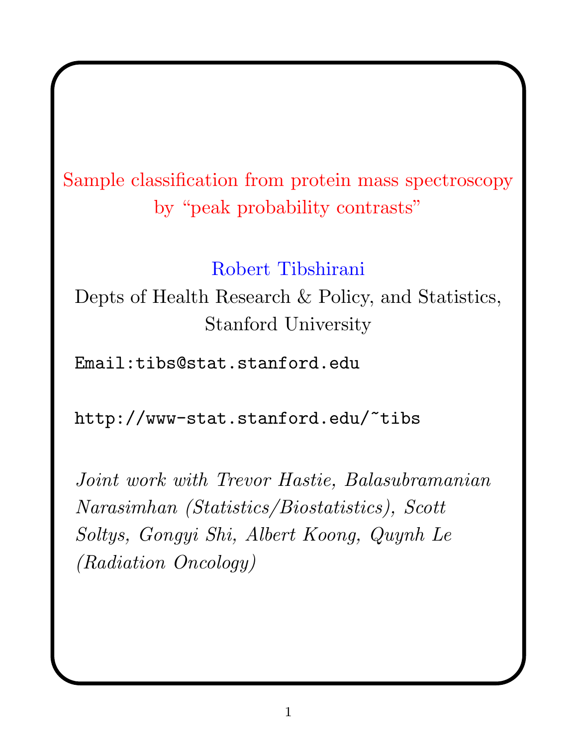# Sample classification from protein mass spectroscopy by "peak probability contrasts"

Robert Tibshirani

Depts of Health Research & Policy, and Statistics, Stanford University

`Email:tibs@stat.stanford.edu`

`http://www-stat.stanford.edu/~tibs`

*Joint work with Trevor Hastie, Balasubramanian Narasimhan (Statistics/Biostatistics), Scott Soltys, Gongyi Shi, Albert Koong, Quynh Le (Radiation Oncology)*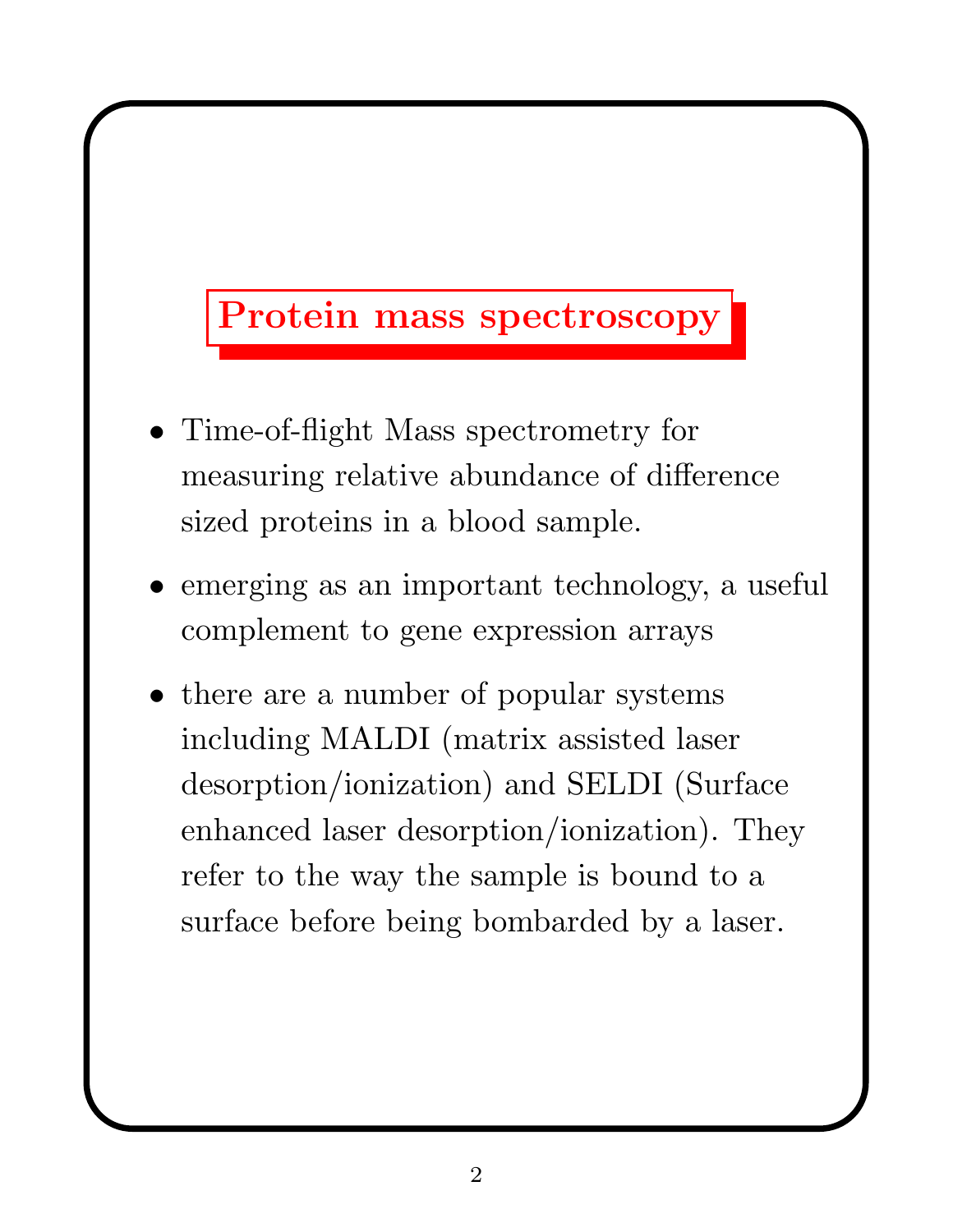## Protein mass spectroscopy

- Time-of-flight Mass spectrometry for measuring relative abundance of difference sized proteins in a blood sample.
- emerging as an important technology, a useful complement to gene expression arrays
- there are a number of popular systems including MALDI (matrix assisted laser desorption/ionization) and SELDI (Surface enhanced laser desorption/ionization). They refer to the way the sample is bound to a surface before being bombarded by a laser.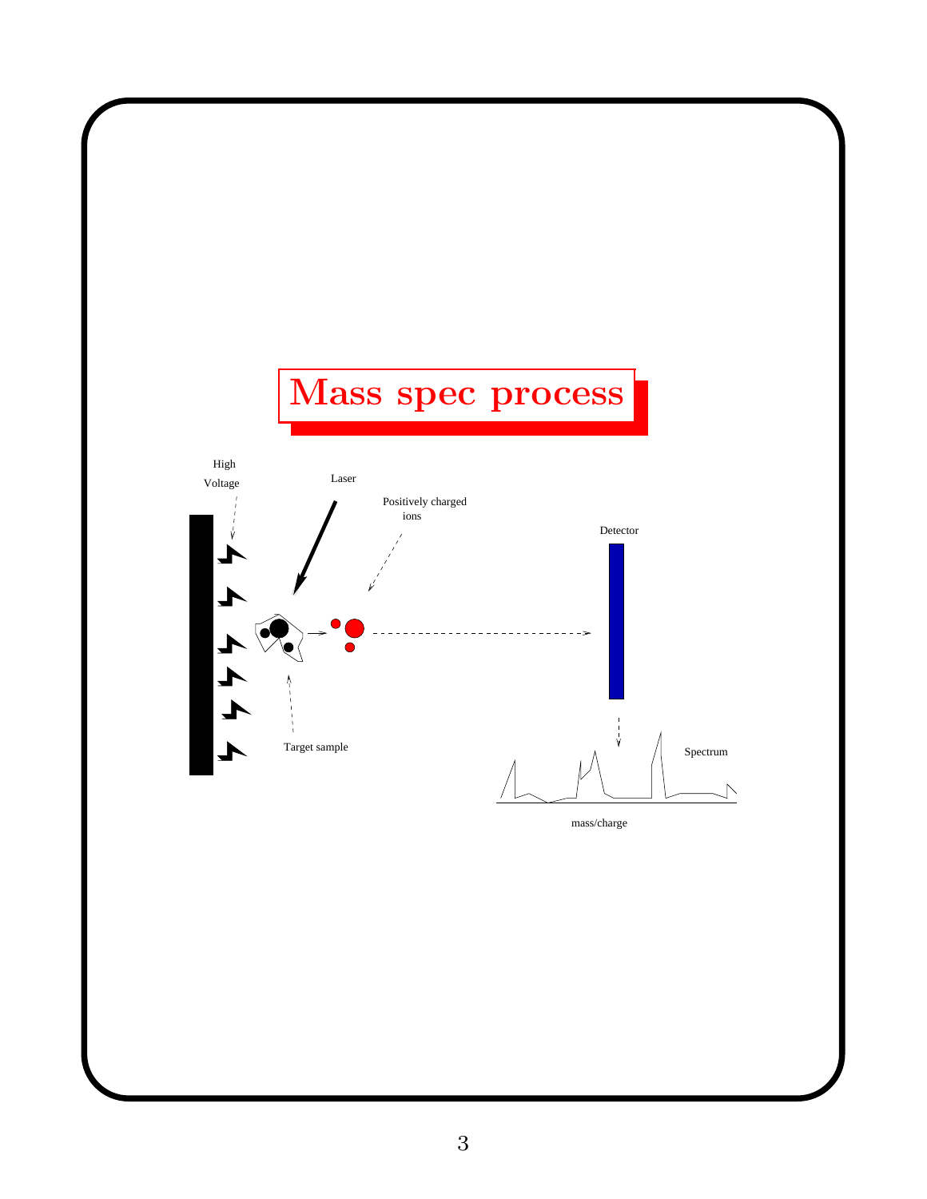# Mass spec process

High Voltage

Laser

Positively charged ions

Detector

Target sample

Spectrum

mass/charge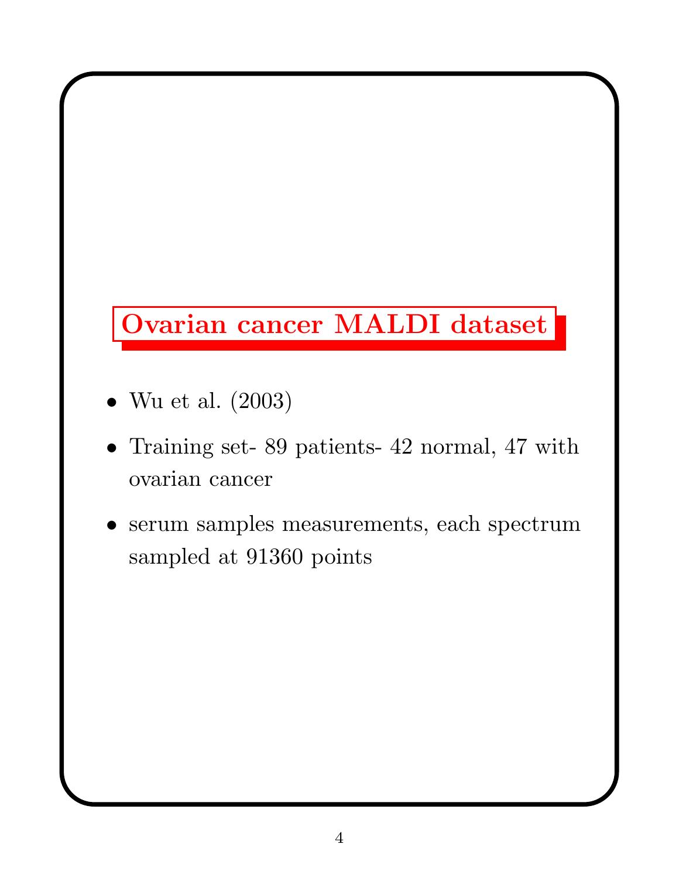# Ovarian cancer MALDI dataset

- Wu et al. (2003)
- Training set- 89 patients- 42 normal, 47 with ovarian cancer
- serum samples measurements, each spectrum sampled at 91360 points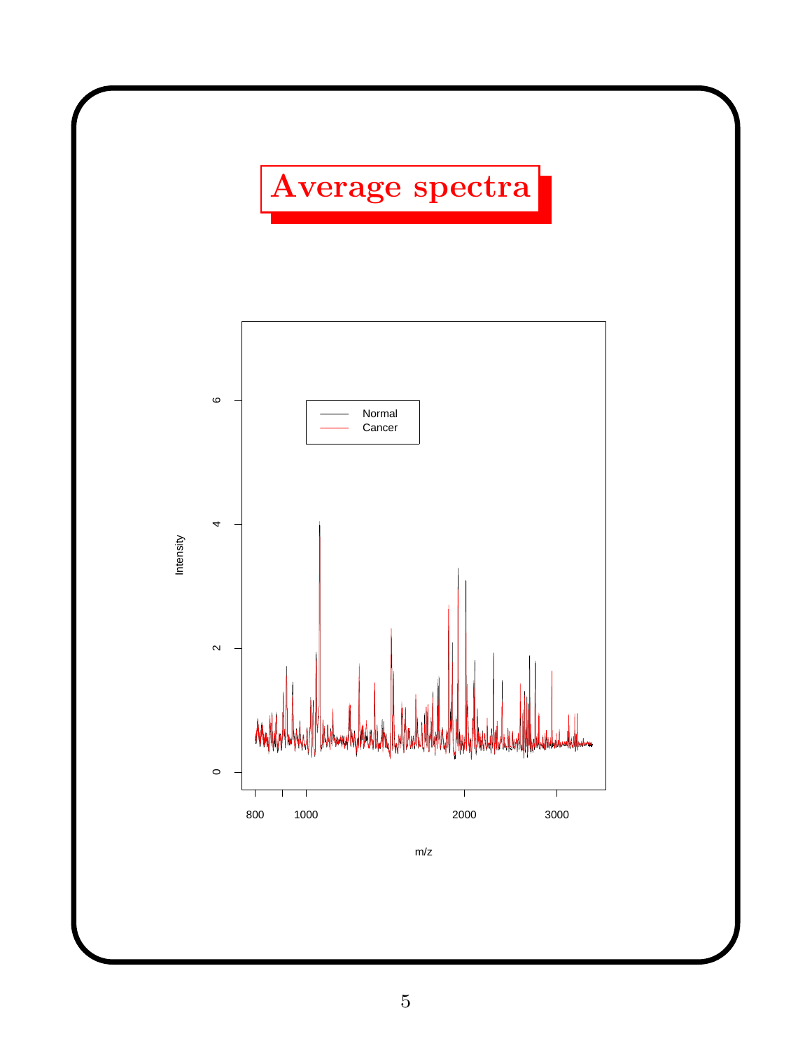# Average spectra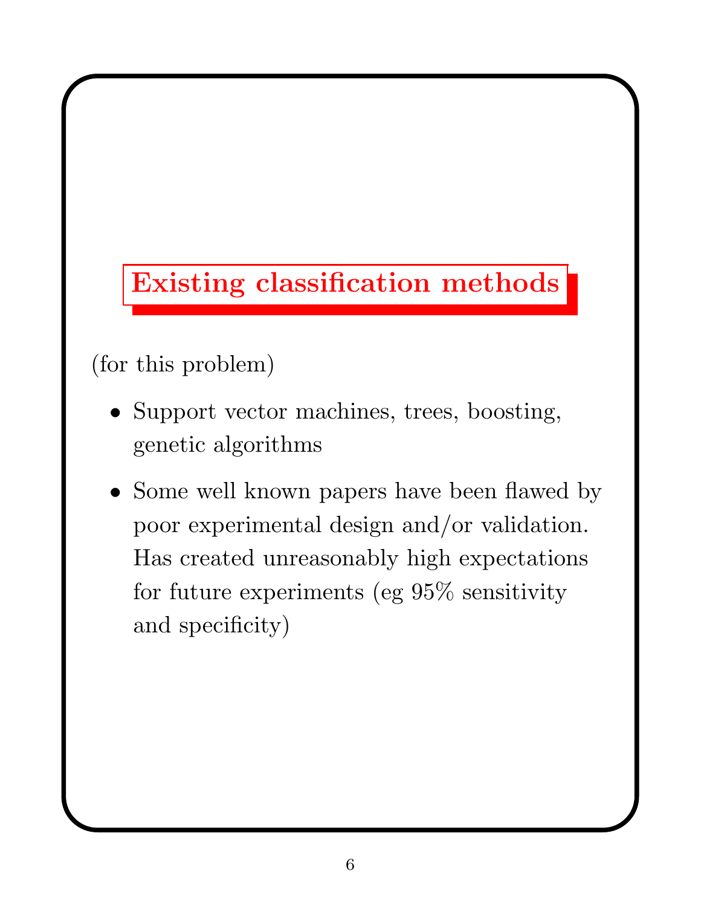# Existing classification methods

(for this problem)

- Support vector machines, trees, boosting, genetic algorithms
- Some well known papers have been flawed by poor experimental design and/or validation. Has created unreasonably high expectations for future experiments (eg 95% sensitivity and specificity)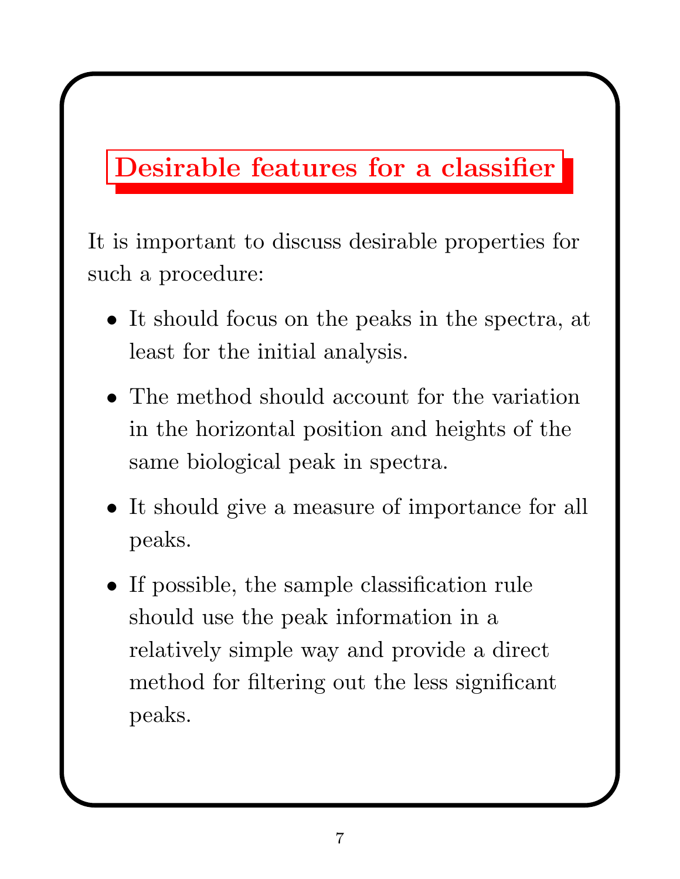# Desirable features for a classifier

It is important to discuss desirable properties for such a procedure:

- It should focus on the peaks in the spectra, at least for the initial analysis.
- The method should account for the variation in the horizontal position and heights of the same biological peak in spectra.
- It should give a measure of importance for all peaks.
- If possible, the sample classification rule should use the peak information in a relatively simple way and provide a direct method for filtering out the less significant peaks.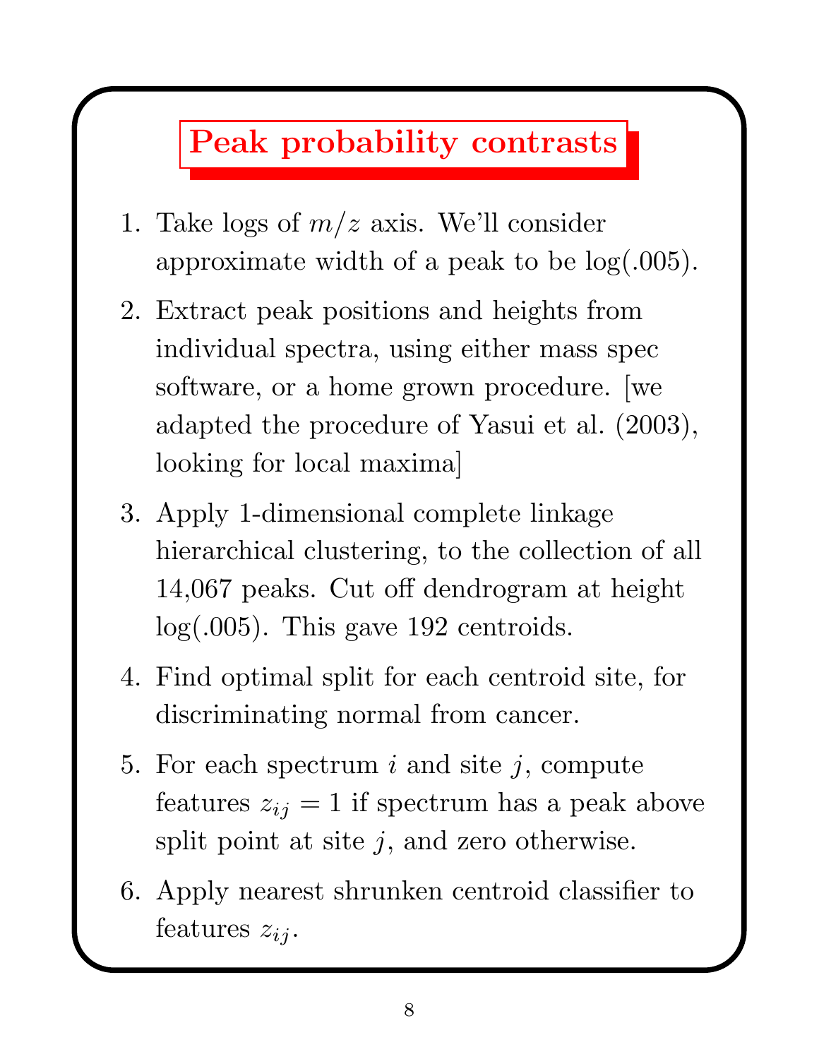# Peak probability contrasts

1. Take logs of $m/z$ axis. We'll consider approximate width of a peak to be $\log(.005)$.

2. Extract peak positions and heights from individual spectra, using either mass spec software, or a home grown procedure. [we adapted the procedure of Yasui et al. (2003), looking for local maxima]

3. Apply 1-dimensional complete linkage hierarchical clustering, to the collection of all 14,067 peaks. Cut off dendrogram at height $\log(.005)$. This gave 192 centroids.

4. Find optimal split for each centroid site, for discriminating normal from cancer.

5. For each spectrum $i$ and site $j$, compute features $z_{ij} = 1$ if spectrum has a peak above split point at site $j$, and zero otherwise.

6. Apply nearest shrunken centroid classifier to features $z_{ij}$.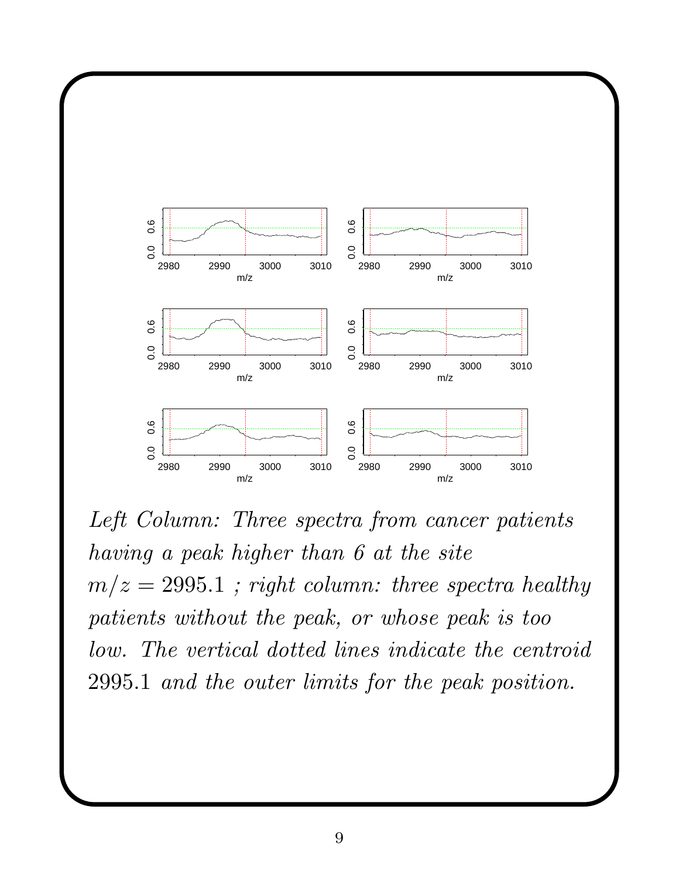*Left Column: Three spectra from cancer patients having a peak higher than 6 at the site* $m/z = 2995.1$ *; right column: three spectra healthy patients without the peak, or whose peak is too low. The vertical dotted lines indicate the centroid* 2995.1 *and the outer limits for the peak position.*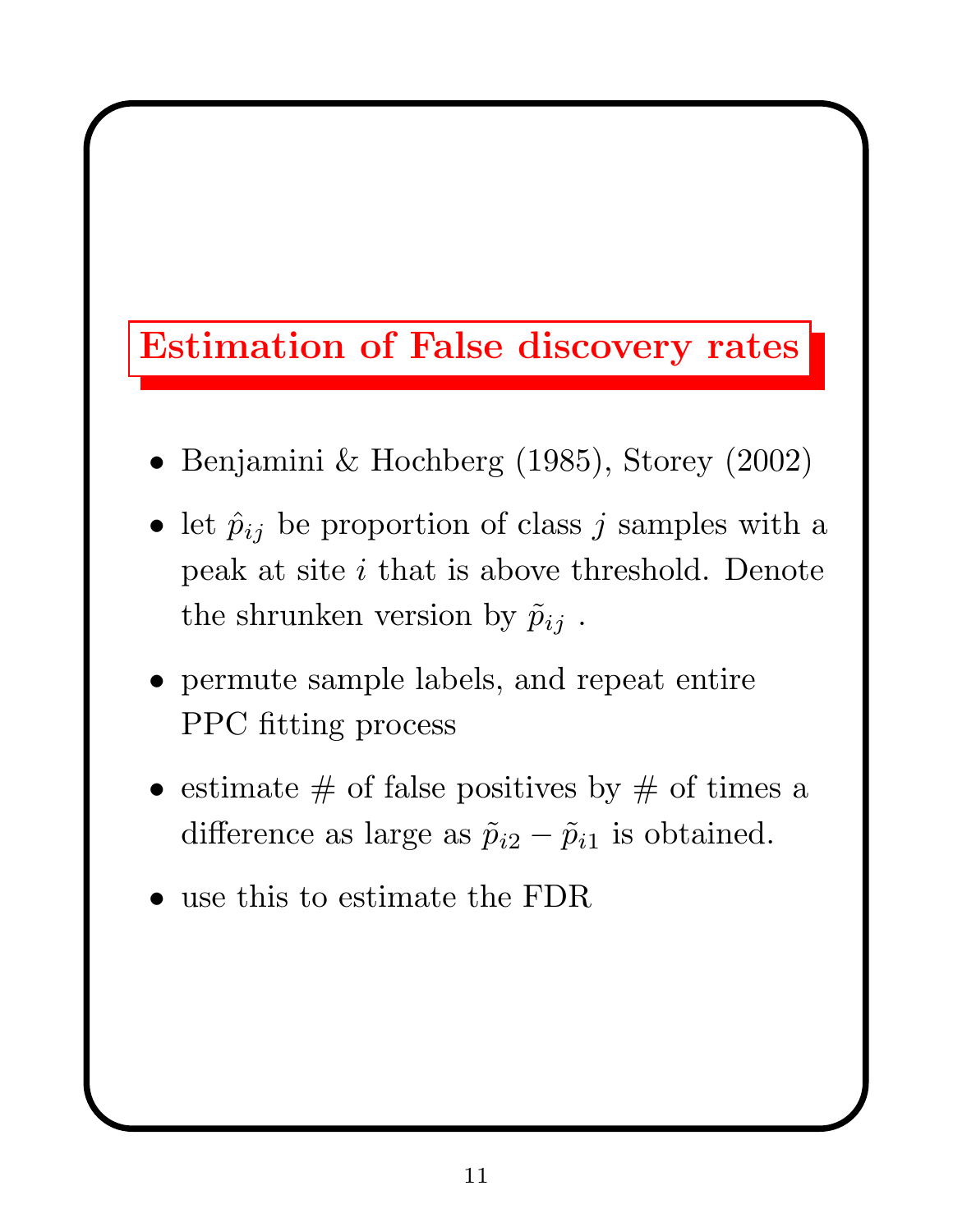# Estimation of False discovery rates

- Benjamini & Hochberg (1985), Storey (2002)
- let $\hat{p}_{ij}$ be proportion of class $j$ samples with a peak at site $i$ that is above threshold. Denote the shrunken version by $\tilde{p}_{ij}$ .
- permute sample labels, and repeat entire PPC fitting process
- estimate # of false positives by # of times a difference as large as $\tilde{p}_{i2} - \tilde{p}_{i1}$ is obtained.
- use this to estimate the FDR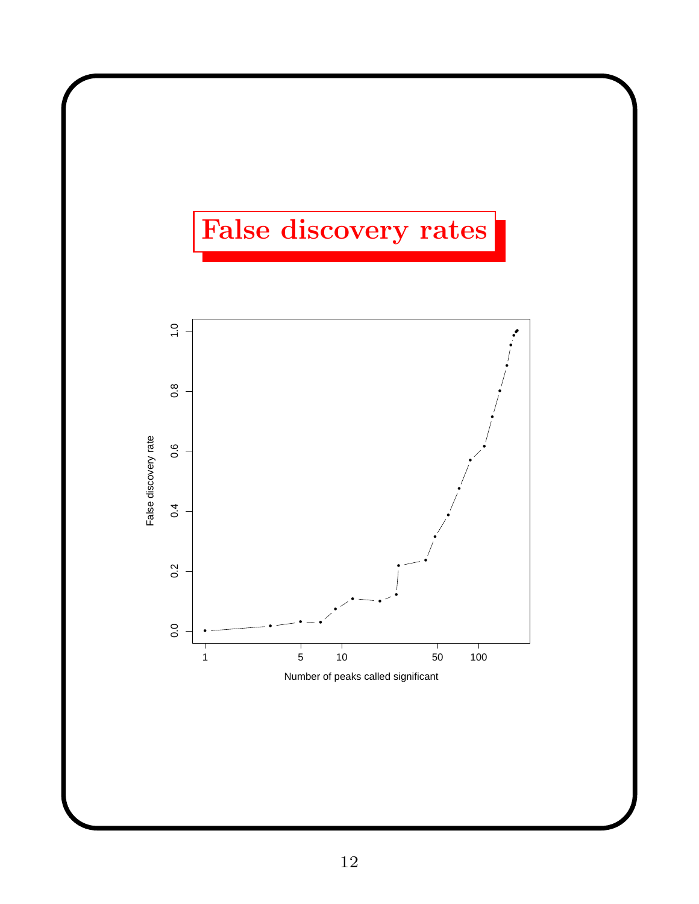# False discovery rates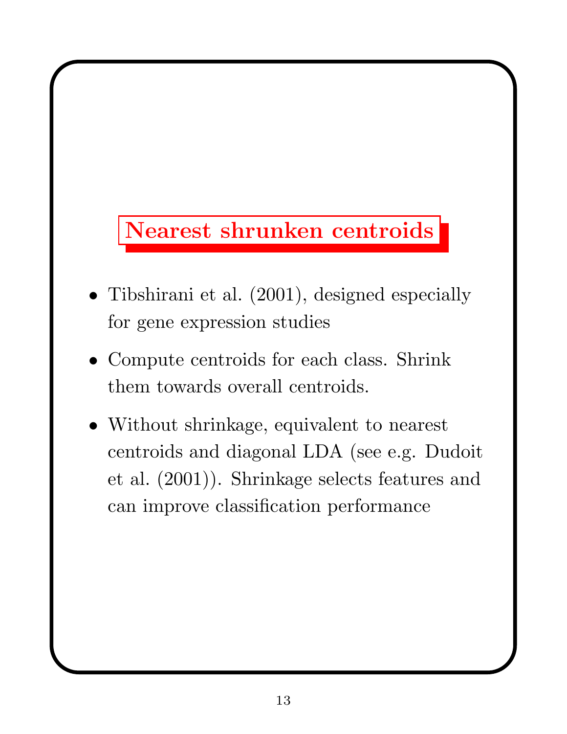## Nearest shrunken centroids

- Tibshirani et al. (2001), designed especially for gene expression studies
- Compute centroids for each class. Shrink them towards overall centroids.
- Without shrinkage, equivalent to nearest centroids and diagonal LDA (see e.g. Dudoit et al. (2001)). Shrinkage selects features and can improve classification performance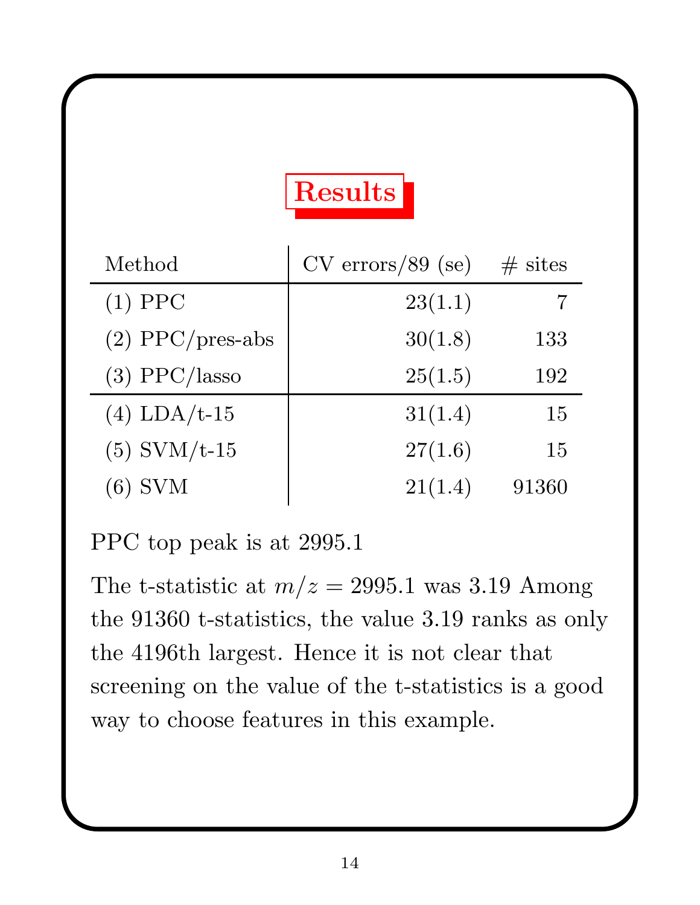# Results

| Method | CV errors/89 (se) | # sites |
|---|---|---|
| (1) PPC | 23(1.1) | 7 |
| (2) PPC/pres-abs | 30(1.8) | 133 |
| (3) PPC/lasso | 25(1.5) | 192 |
| (4) LDA/t-15 | 31(1.4) | 15 |
| (5) SVM/t-15 | 27(1.6) | 15 |
| (6) SVM | 21(1.4) | 91360 |

PPC top peak is at 2995.1

The t-statistic at $m/z = 2995.1$ was 3.19 Among the 91360 t-statistics, the value 3.19 ranks as only the 4196th largest. Hence it is not clear that screening on the value of the t-statistics is a good way to choose features in this example.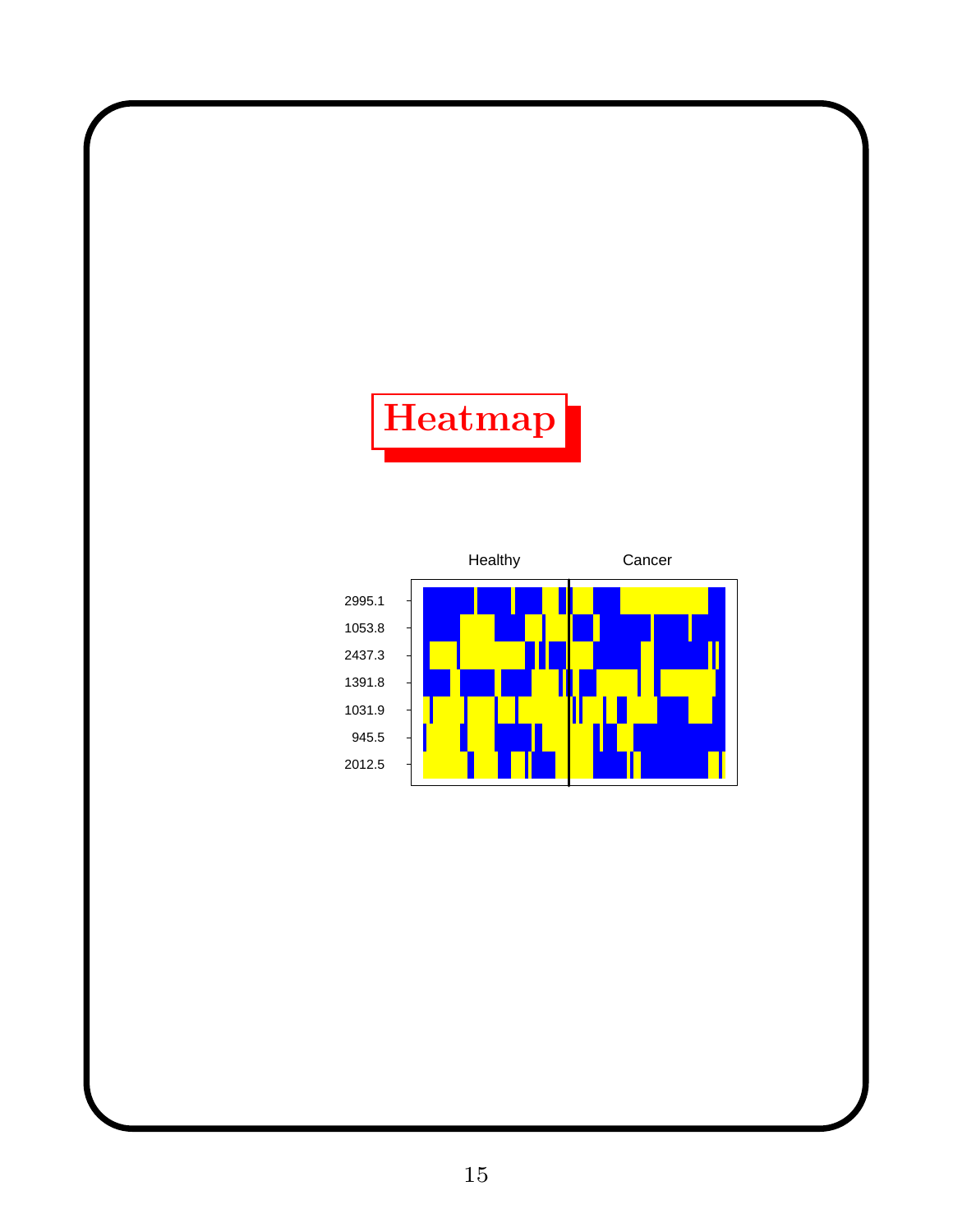# Heatmap

Healthy Cancer

2995.1
1053.8
2437.3
1391.8
1031.9
945.5
2012.5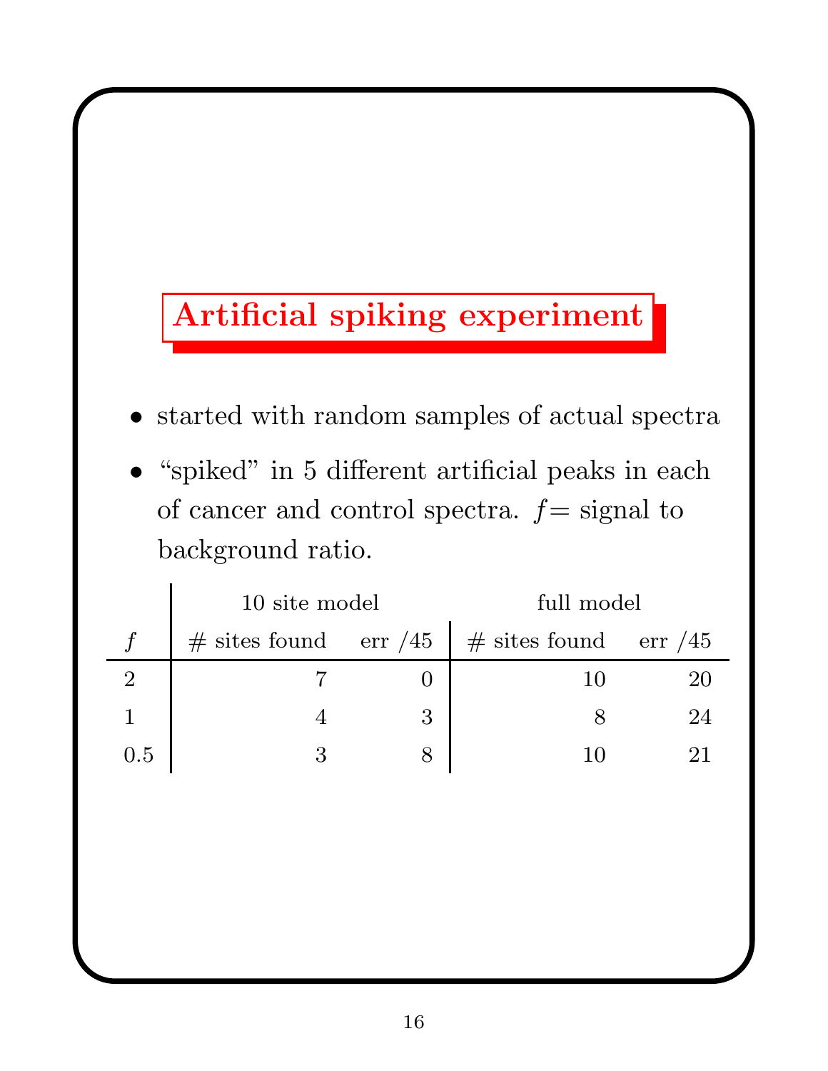# Artificial spiking experiment

- started with random samples of actual spectra
- "spiked" in 5 different artificial peaks in each of cancer and control spectra. $f$= signal to background ratio.

| | 10 site model | | full model | |
|---|---|---|---|---|
| $f$ | # sites found | err /45 | # sites found | err /45 |
| 2 | 7 | 0 | 10 | 20 |
| 1 | 4 | 3 | 8 | 24 |
| 0.5 | 3 | 8 | 10 | 21 |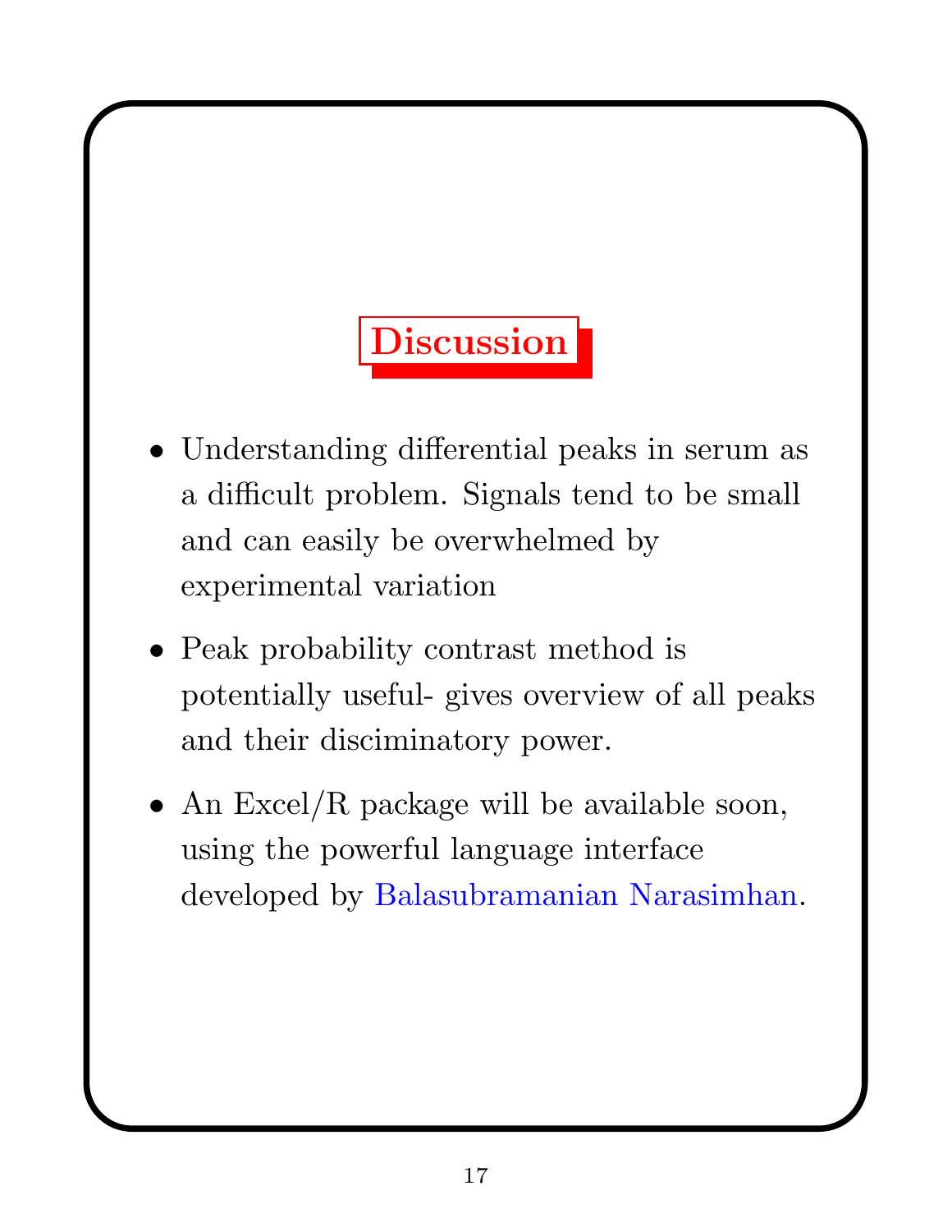# Discussion

- Understanding differential peaks in serum as a difficult problem. Signals tend to be small and can easily be overwhelmed by experimental variation
- Peak probability contrast method is potentially useful- gives overview of all peaks and their disciminatory power.
- An Excel/R package will be available soon, using the powerful language interface developed by Balasubramanian Narasimhan.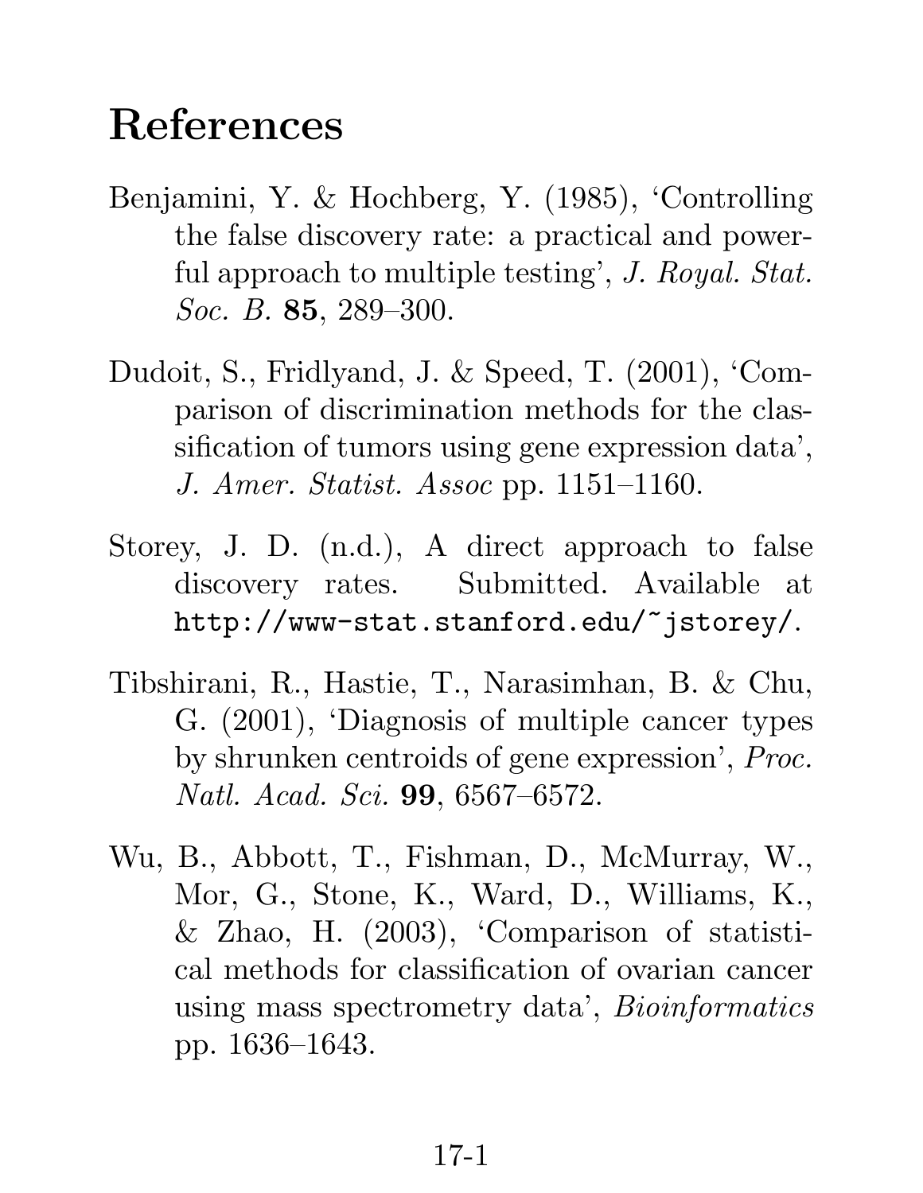# References

Benjamini, Y. & Hochberg, Y. (1985), 'Controlling the false discovery rate: a practical and powerful approach to multiple testing', *J. Royal. Stat. Soc. B.* **85**, 289–300.

Dudoit, S., Fridlyand, J. & Speed, T. (2001), 'Comparison of discrimination methods for the classification of tumors using gene expression data', *J. Amer. Statist. Assoc* pp. 1151–1160.

Storey, J. D. (n.d.), A direct approach to false discovery rates. Submitted. Available at `http://www-stat.stanford.edu/~jstorey/`.

Tibshirani, R., Hastie, T., Narasimhan, B. & Chu, G. (2001), 'Diagnosis of multiple cancer types by shrunken centroids of gene expression', *Proc. Natl. Acad. Sci.* **99**, 6567–6572.

Wu, B., Abbott, T., Fishman, D., McMurray, W., Mor, G., Stone, K., Ward, D., Williams, K., & Zhao, H. (2003), 'Comparison of statistical methods for classification of ovarian cancer using mass spectrometry data', *Bioinformatics* pp. 1636–1643.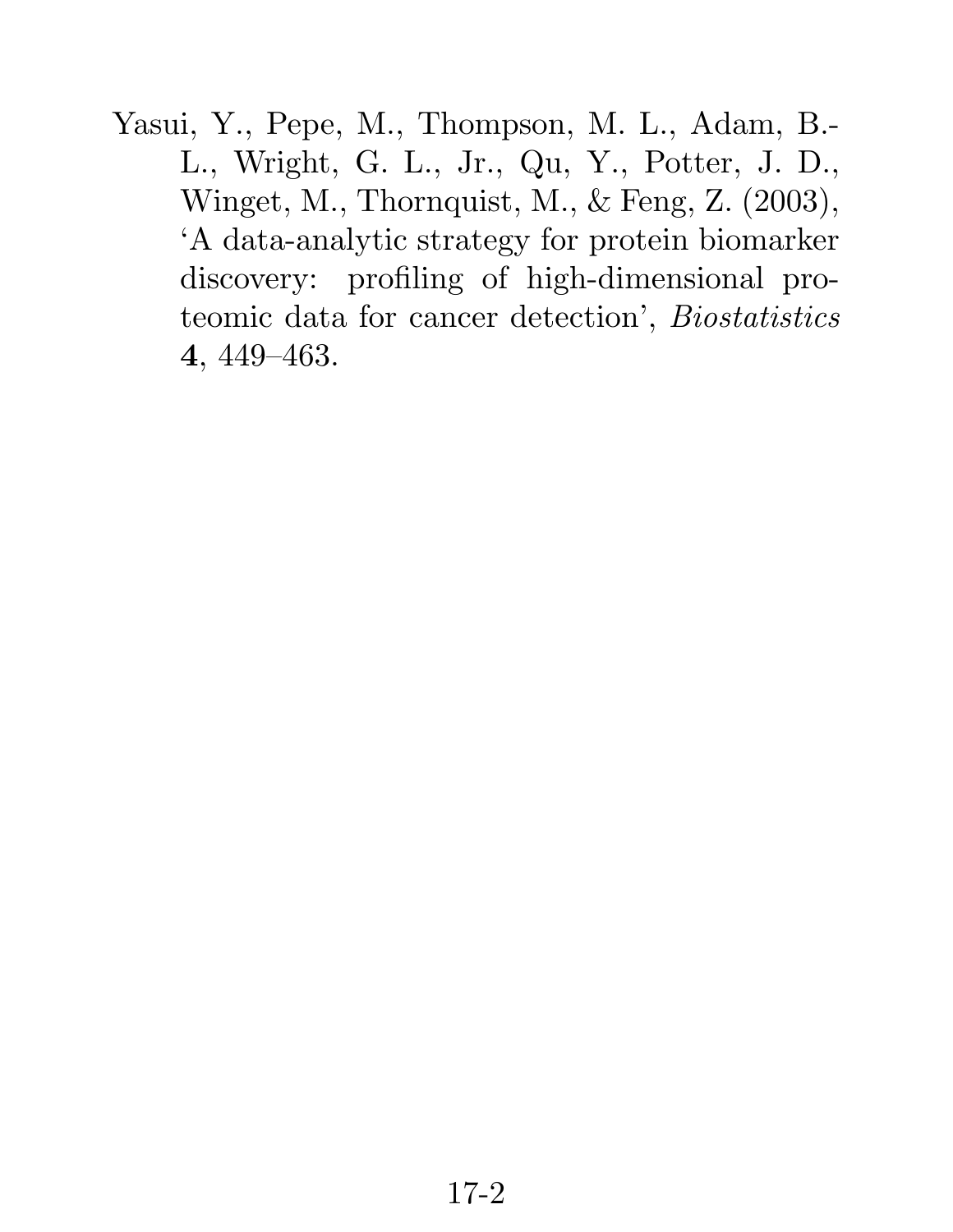Yasui, Y., Pepe, M., Thompson, M. L., Adam, B.-L., Wright, G. L., Jr., Qu, Y., Potter, J. D., Winget, M., Thornquist, M., & Feng, Z. (2003), 'A data-analytic strategy for protein biomarker discovery: profiling of high-dimensional proteomic data for cancer detection', *Biostatistics* **4**, 449–463.